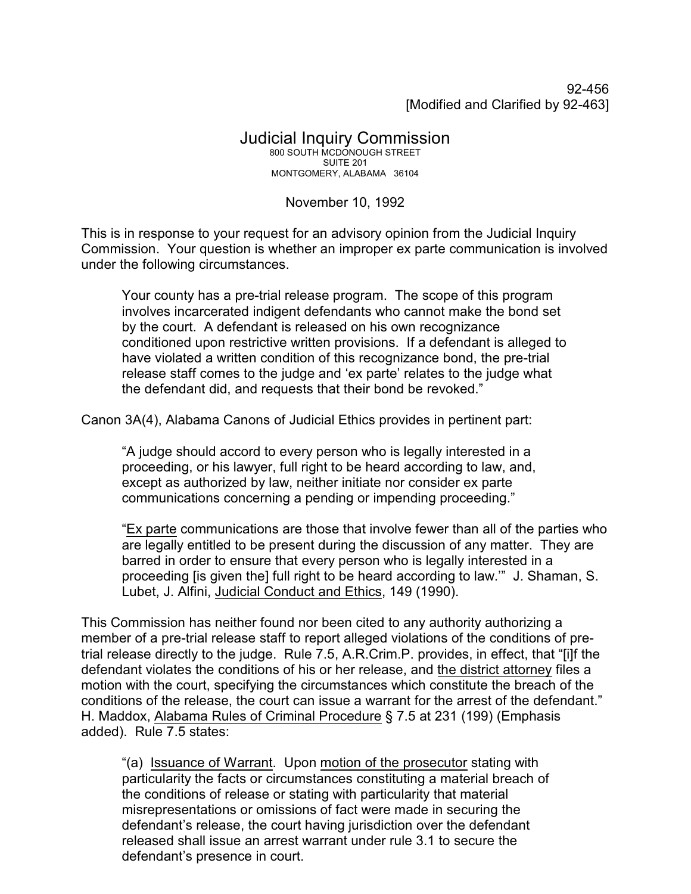92-456
[Modified and Clarified by 92-463]

# Judicial Inquiry Commission

800 SOUTH MCDONOUGH STREET
SUITE 201
MONTGOMERY, ALABAMA 36104

November 10, 1992

This is in response to your request for an advisory opinion from the Judicial Inquiry Commission. Your question is whether an improper ex parte communication is involved under the following circumstances.

> Your county has a pre-trial release program. The scope of this program involves incarcerated indigent defendants who cannot make the bond set by the court. A defendant is released on his own recognizance conditioned upon restrictive written provisions. If a defendant is alleged to have violated a written condition of this recognizance bond, the pre-trial release staff comes to the judge and 'ex parte' relates to the judge what the defendant did, and requests that their bond be revoked."

Canon 3A(4), Alabama Canons of Judicial Ethics provides in pertinent part:

> "A judge should accord to every person who is legally interested in a proceeding, or his lawyer, full right to be heard according to law, and, except as authorized by law, neither initiate nor consider ex parte communications concerning a pending or impending proceeding."
>
> "<u>Ex parte</u> communications are those that involve fewer than all of the parties who are legally entitled to be present during the discussion of any matter. They are barred in order to ensure that every person who is legally interested in a proceeding [is given the] full right to be heard according to law.'" J. Shaman, S. Lubet, J. Alfini, <u>Judicial Conduct and Ethics</u>, 149 (1990).

This Commission has neither found nor been cited to any authority authorizing a member of a pre-trial release staff to report alleged violations of the conditions of pre-trial release directly to the judge. Rule 7.5, A.R.Crim.P. provides, in effect, that "[i]f the defendant violates the conditions of his or her release, and <u>the district attorney</u> files a motion with the court, specifying the circumstances which constitute the breach of the conditions of the release, the court can issue a warrant for the arrest of the defendant." H. Maddox, <u>Alabama Rules of Criminal Procedure</u> § 7.5 at 231 (199) (Emphasis added). Rule 7.5 states:

> "(a) <u>Issuance of Warrant</u>. Upon <u>motion of the prosecutor</u> stating with particularity the facts or circumstances constituting a material breach of the conditions of release or stating with particularity that material misrepresentations or omissions of fact were made in securing the defendant's release, the court having jurisdiction over the defendant released shall issue an arrest warrant under rule 3.1 to secure the defendant's presence in court.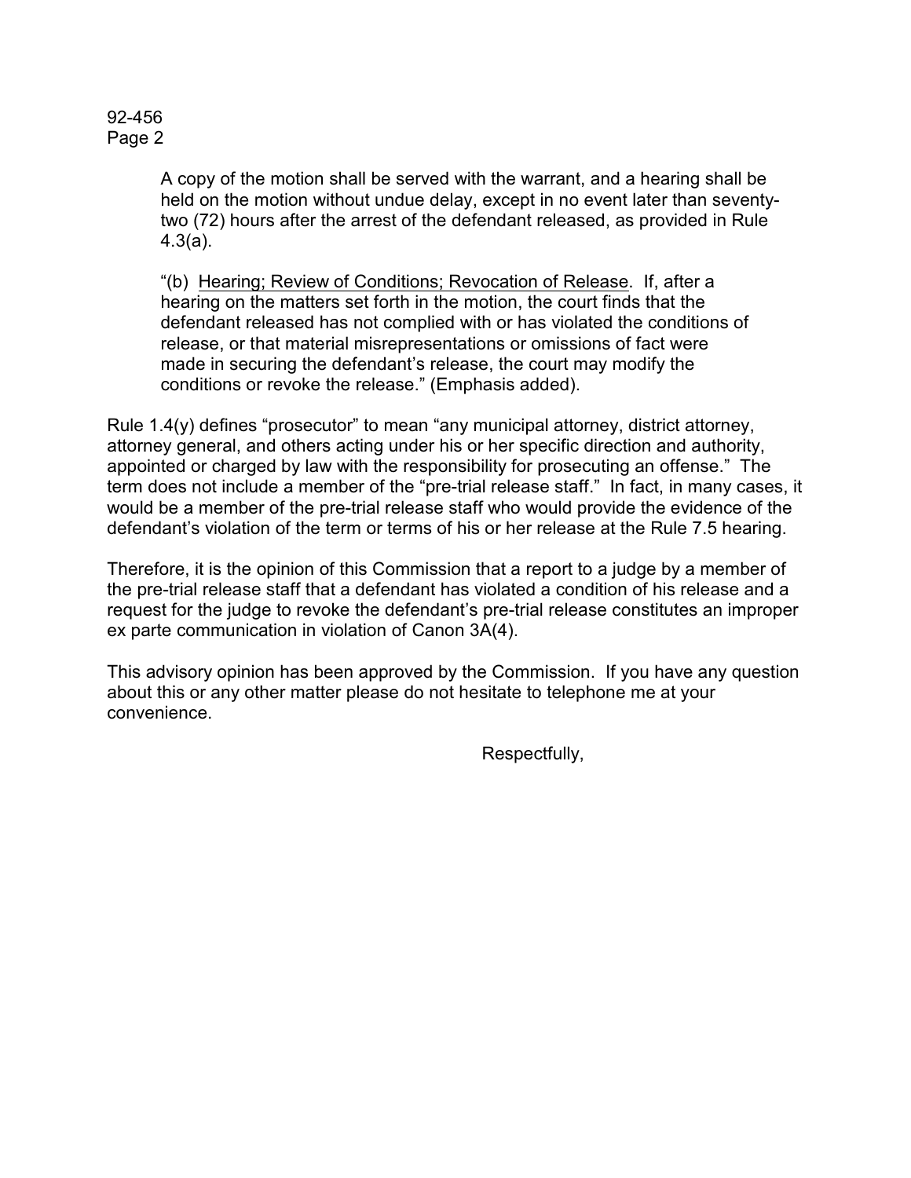A copy of the motion shall be served with the warrant, and a hearing shall be held on the motion without undue delay, except in no event later than seventy-two (72) hours after the arrest of the defendant released, as provided in Rule 4.3(a).

"(b) Hearing; Review of Conditions; Revocation of Release. If, after a hearing on the matters set forth in the motion, the court finds that the defendant released has not complied with or has violated the conditions of release, or that material misrepresentations or omissions of fact were made in securing the defendant's release, the court may modify the conditions or revoke the release." (Emphasis added).

Rule 1.4(y) defines "prosecutor" to mean "any municipal attorney, district attorney, attorney general, and others acting under his or her specific direction and authority, appointed or charged by law with the responsibility for prosecuting an offense." The term does not include a member of the "pre-trial release staff." In fact, in many cases, it would be a member of the pre-trial release staff who would provide the evidence of the defendant's violation of the term or terms of his or her release at the Rule 7.5 hearing.

Therefore, it is the opinion of this Commission that a report to a judge by a member of the pre-trial release staff that a defendant has violated a condition of his release and a request for the judge to revoke the defendant's pre-trial release constitutes an improper ex parte communication in violation of Canon 3A(4).

This advisory opinion has been approved by the Commission. If you have any question about this or any other matter please do not hesitate to telephone me at your convenience.

Respectfully,